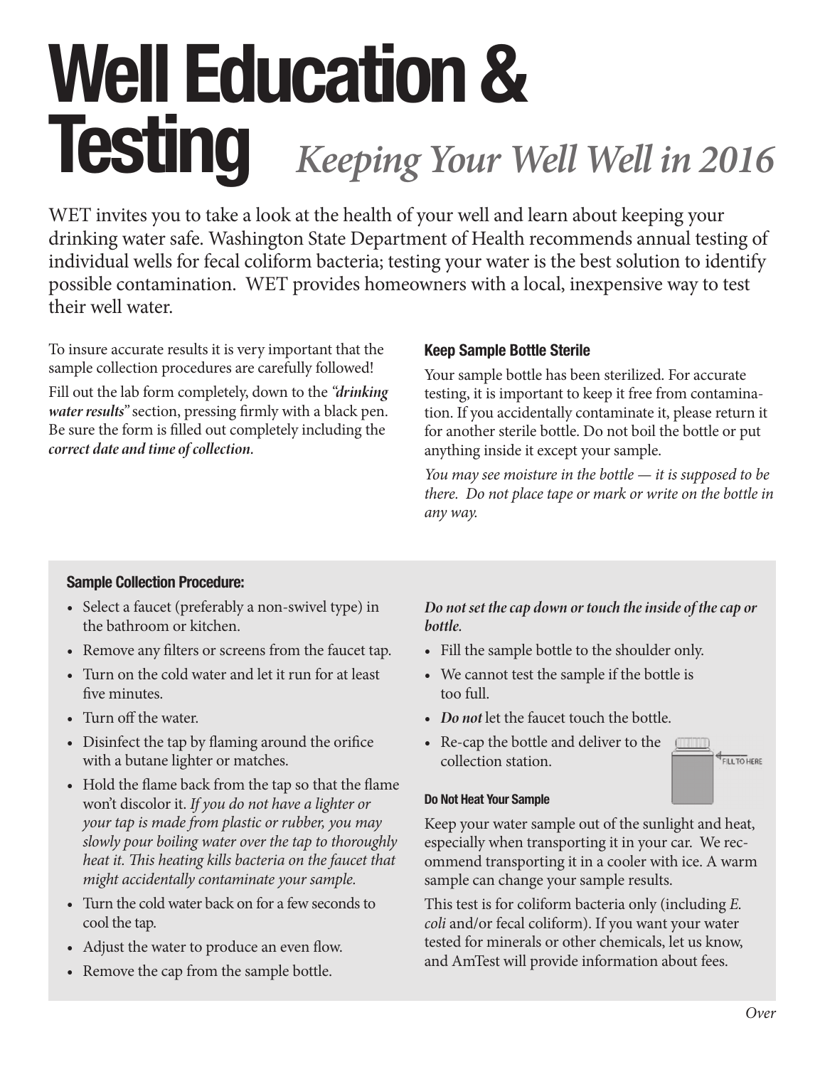# Well Education & Testing *Keeping Your Well Well in 2016*

WET invites you to take a look at the health of your well and learn about keeping your drinking water safe. Washington State Department of Health recommends annual testing of individual wells for fecal coliform bacteria; testing your water is the best solution to identify possible contamination. WET provides homeowners with a local, inexpensive way to test their well water.

To insure accurate results it is very important that the sample collection procedures are carefully followed!

Fill out the lab form completely, down to the *"**drinking water results**"* section, pressing firmly with a black pen. Be sure the form is filled out completely including the ***correct date and time of collection.***

### Keep Sample Bottle Sterile

Your sample bottle has been sterilized. For accurate testing, it is important to keep it free from contamination. If you accidentally contaminate it, please return it for another sterile bottle. Do not boil the bottle or put anything inside it except your sample.

*You may see moisture in the bottle — it is supposed to be there. Do not place tape or mark or write on the bottle in any way.*

### Sample Collection Procedure:

- Select a faucet (preferably a non-swivel type) in the bathroom or kitchen.
- Remove any filters or screens from the faucet tap.
- Turn on the cold water and let it run for at least five minutes.
- Turn off the water.
- Disinfect the tap by flaming around the orifice with a butane lighter or matches.
- Hold the flame back from the tap so that the flame won't discolor it. *If you do not have a lighter or your tap is made from plastic or rubber, you may slowly pour boiling water over the tap to thoroughly heat it. This heating kills bacteria on the faucet that might accidentally contaminate your sample.*
- Turn the cold water back on for a few seconds to cool the tap.
- Adjust the water to produce an even flow.
- Remove the cap from the sample bottle.

***Do not set the cap down or touch the inside of the cap or bottle.***

- Fill the sample bottle to the shoulder only.
- We cannot test the sample if the bottle is too full.
- ***Do not*** let the faucet touch the bottle.
- Re-cap the bottle and deliver to the collection station.

FILL TO HERE

#### Do Not Heat Your Sample

Keep your water sample out of the sunlight and heat, especially when transporting it in your car. We recommend transporting it in a cooler with ice. A warm sample can change your sample results.

This test is for coliform bacteria only (including *E. coli* and/or fecal coliform). If you want your water tested for minerals or other chemicals, let us know, and AmTest will provide information about fees.

*Over*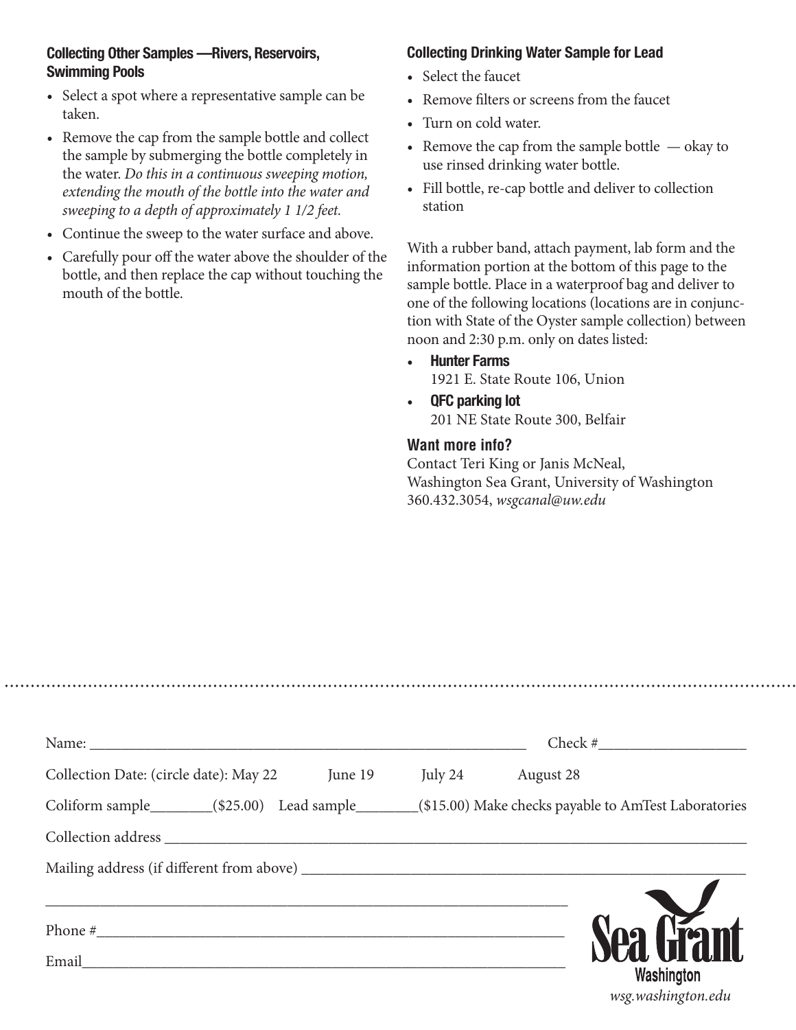### Collecting Other Samples —Rivers, Reservoirs, Swimming Pools

- Select a spot where a representative sample can be taken.
- Remove the cap from the sample bottle and collect the sample by submerging the bottle completely in the water. *Do this in a continuous sweeping motion, extending the mouth of the bottle into the water and sweeping to a depth of approximately 1 1/2 feet.*
- Continue the sweep to the water surface and above.
- Carefully pour off the water above the shoulder of the bottle, and then replace the cap without touching the mouth of the bottle.

### Collecting Drinking Water Sample for Lead

- Select the faucet
- Remove filters or screens from the faucet
- Turn on cold water.
- Remove the cap from the sample bottle — okay to use rinsed drinking water bottle.
- Fill bottle, re-cap bottle and deliver to collection station

With a rubber band, attach payment, lab form and the information portion at the bottom of this page to the sample bottle. Place in a waterproof bag and deliver to one of the following locations (locations are in conjunction with State of the Oyster sample collection) between noon and 2:30 p.m. only on dates listed:

- **Hunter Farms**
  1921 E. State Route 106, Union
- **QFC parking lot**
  201 NE State Route 300, Belfair

### Want more info?

Contact Teri King or Janis McNeal,
Washington Sea Grant, University of Washington
360.432.3054, *wsgcanal@uw.edu*

---

Name: ____________________________________________ Check #________________

Collection Date: (circle date): May 22 June 19 July 24 August 28

Coliform sample________($25.00) Lead sample________($15.00) Make checks payable to AmTest Laboratories

Collection address ______________________________________________________________

Mailing address (if different from above) ______________________________________________

______________________________________________________________

Phone #______________________________________________________

Email________________________________________________________

Sea Grant
Washington
*wsg.washington.edu*